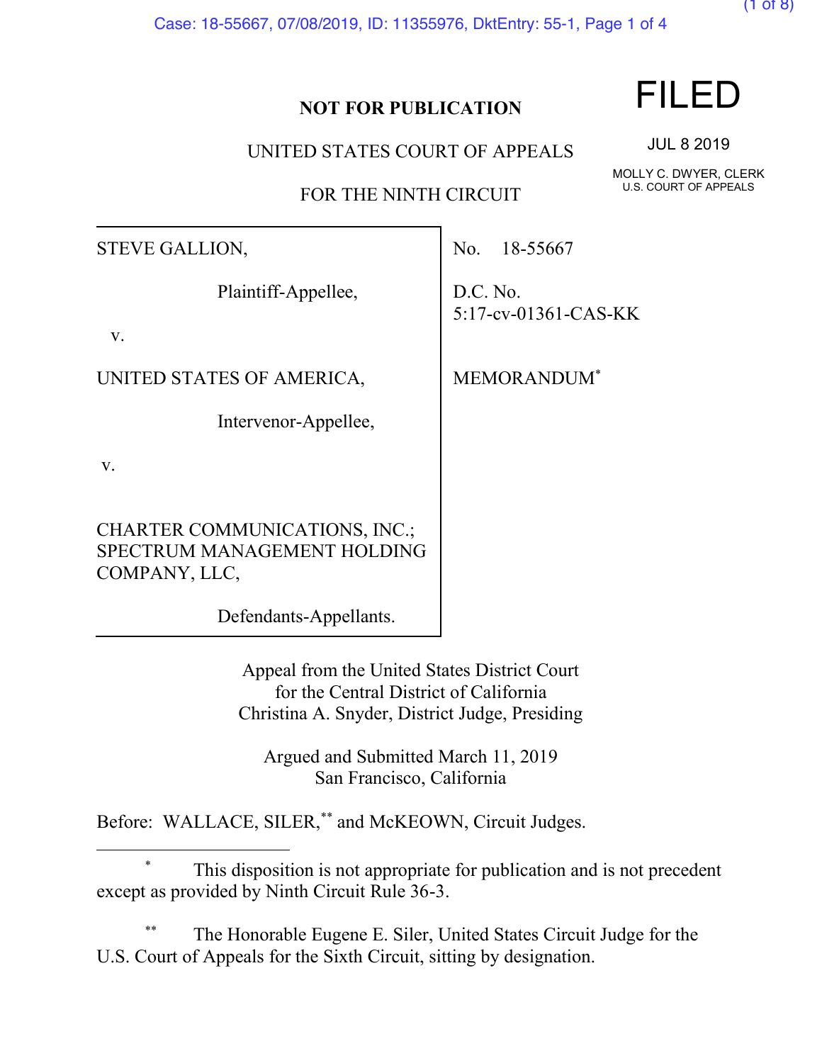**NOT FOR PUBLICATION**

UNITED STATES COURT OF APPEALS

FOR THE NINTH CIRCUIT

**FILED**

JUL 8 2019

MOLLY C. DWYER, CLERK
U.S. COURT OF APPEALS

STEVE GALLION,

Plaintiff-Appellee,

v.

UNITED STATES OF AMERICA,

Intervenor-Appellee,

v.

CHARTER COMMUNICATIONS, INC.; SPECTRUM MANAGEMENT HOLDING COMPANY, LLC,

Defendants-Appellants.

No. 18-55667

D.C. No. 5:17-cv-01361-CAS-KK

MEMORANDUM[*]

Appeal from the United States District Court
for the Central District of California
Christina A. Snyder, District Judge, Presiding

Argued and Submitted March 11, 2019
San Francisco, California

Before: WALLACE, SILER,[**] and McKEOWN, Circuit Judges.

---

[*] This disposition is not appropriate for publication and is not precedent except as provided by Ninth Circuit Rule 36-3.

[**] The Honorable Eugene E. Siler, United States Circuit Judge for the U.S. Court of Appeals for the Sixth Circuit, sitting by designation.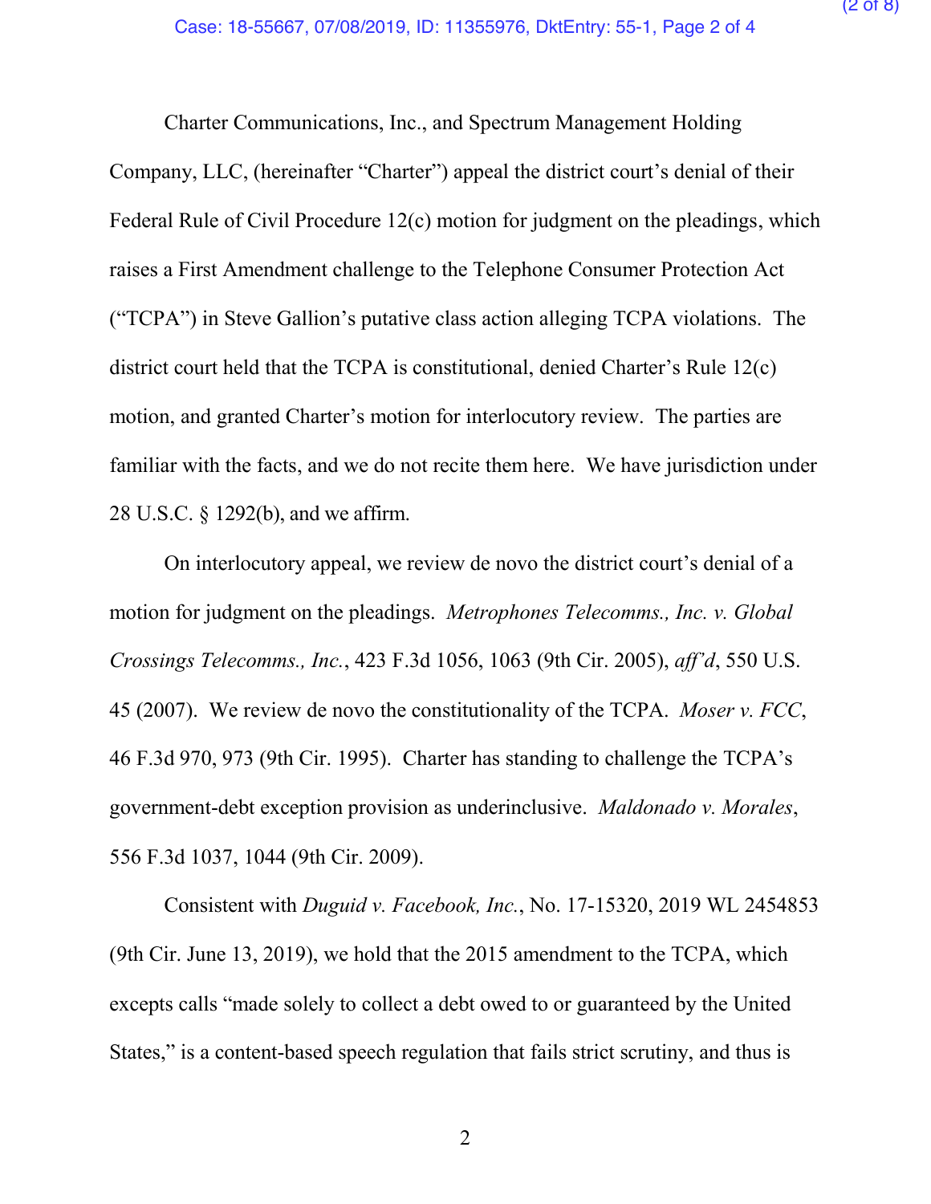Charter Communications, Inc., and Spectrum Management Holding Company, LLC, (hereinafter "Charter") appeal the district court's denial of their Federal Rule of Civil Procedure 12(c) motion for judgment on the pleadings, which raises a First Amendment challenge to the Telephone Consumer Protection Act ("TCPA") in Steve Gallion's putative class action alleging TCPA violations. The district court held that the TCPA is constitutional, denied Charter's Rule 12(c) motion, and granted Charter's motion for interlocutory review. The parties are familiar with the facts, and we do not recite them here. We have jurisdiction under 28 U.S.C. § 1292(b), and we affirm.

On interlocutory appeal, we review de novo the district court's denial of a motion for judgment on the pleadings. *Metrophones Telecomms., Inc. v. Global Crossings Telecomms., Inc.*, 423 F.3d 1056, 1063 (9th Cir. 2005), *aff'd*, 550 U.S. 45 (2007). We review de novo the constitutionality of the TCPA. *Moser v. FCC*, 46 F.3d 970, 973 (9th Cir. 1995). Charter has standing to challenge the TCPA's government-debt exception provision as underinclusive. *Maldonado v. Morales*, 556 F.3d 1037, 1044 (9th Cir. 2009).

Consistent with *Duguid v. Facebook, Inc.*, No. 17-15320, 2019 WL 2454853 (9th Cir. June 13, 2019), we hold that the 2015 amendment to the TCPA, which excepts calls "made solely to collect a debt owed to or guaranteed by the United States," is a content-based speech regulation that fails strict scrutiny, and thus is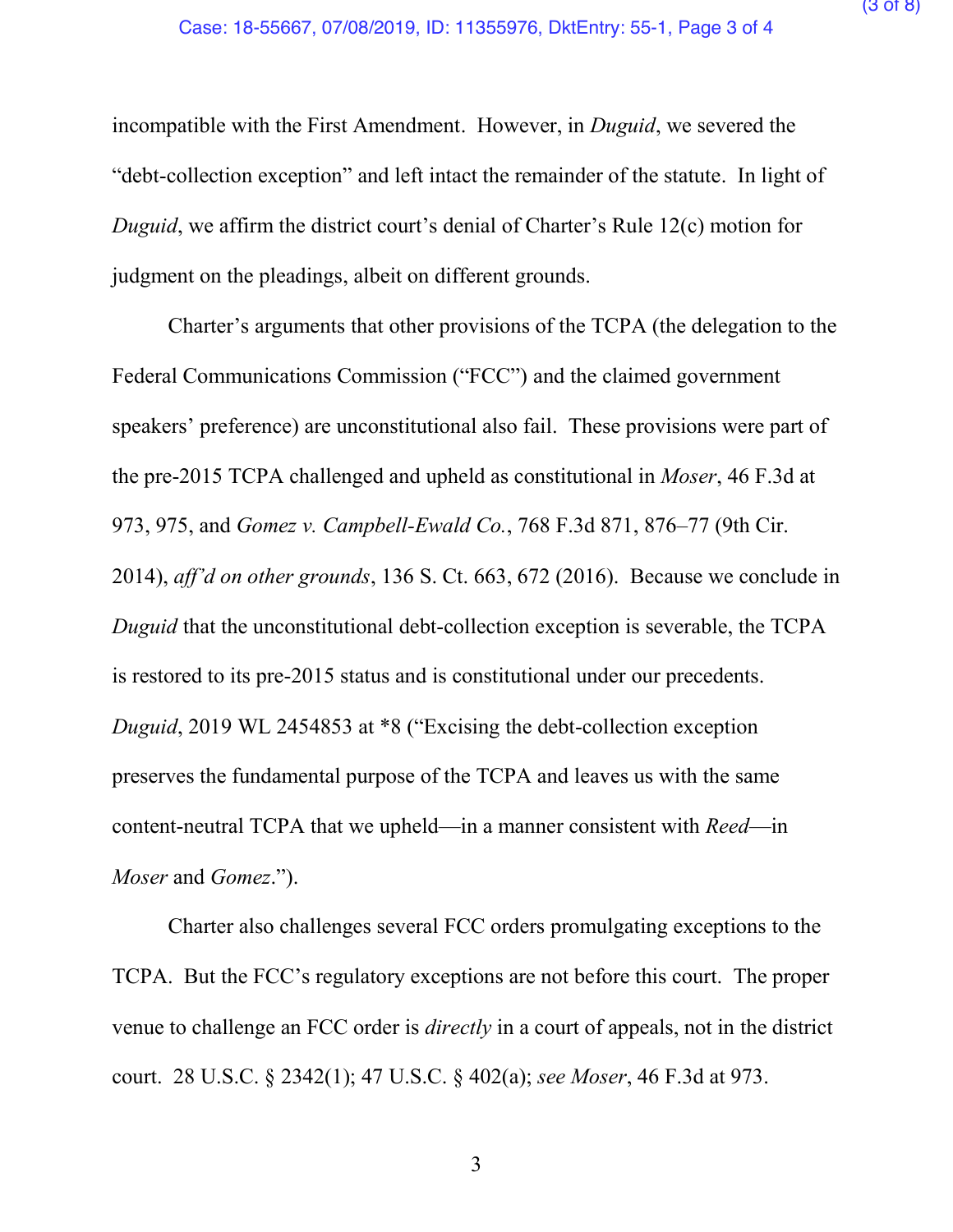incompatible with the First Amendment. However, in *Duguid*, we severed the "debt-collection exception" and left intact the remainder of the statute. In light of *Duguid*, we affirm the district court's denial of Charter's Rule 12(c) motion for judgment on the pleadings, albeit on different grounds.

Charter's arguments that other provisions of the TCPA (the delegation to the Federal Communications Commission ("FCC") and the claimed government speakers' preference) are unconstitutional also fail. These provisions were part of the pre-2015 TCPA challenged and upheld as constitutional in *Moser*, 46 F.3d at 973, 975, and *Gomez v. Campbell-Ewald Co.*, 768 F.3d 871, 876–77 (9th Cir. 2014), *aff'd on other grounds*, 136 S. Ct. 663, 672 (2016). Because we conclude in *Duguid* that the unconstitutional debt-collection exception is severable, the TCPA is restored to its pre-2015 status and is constitutional under our precedents. *Duguid*, 2019 WL 2454853 at *8 ("Excising the debt-collection exception preserves the fundamental purpose of the TCPA and leaves us with the same content-neutral TCPA that we upheld—in a manner consistent with *Reed*—in *Moser* and *Gomez*.").

Charter also challenges several FCC orders promulgating exceptions to the TCPA. But the FCC's regulatory exceptions are not before this court. The proper venue to challenge an FCC order is *directly* in a court of appeals, not in the district court. 28 U.S.C. § 2342(1); 47 U.S.C. § 402(a); *see Moser*, 46 F.3d at 973.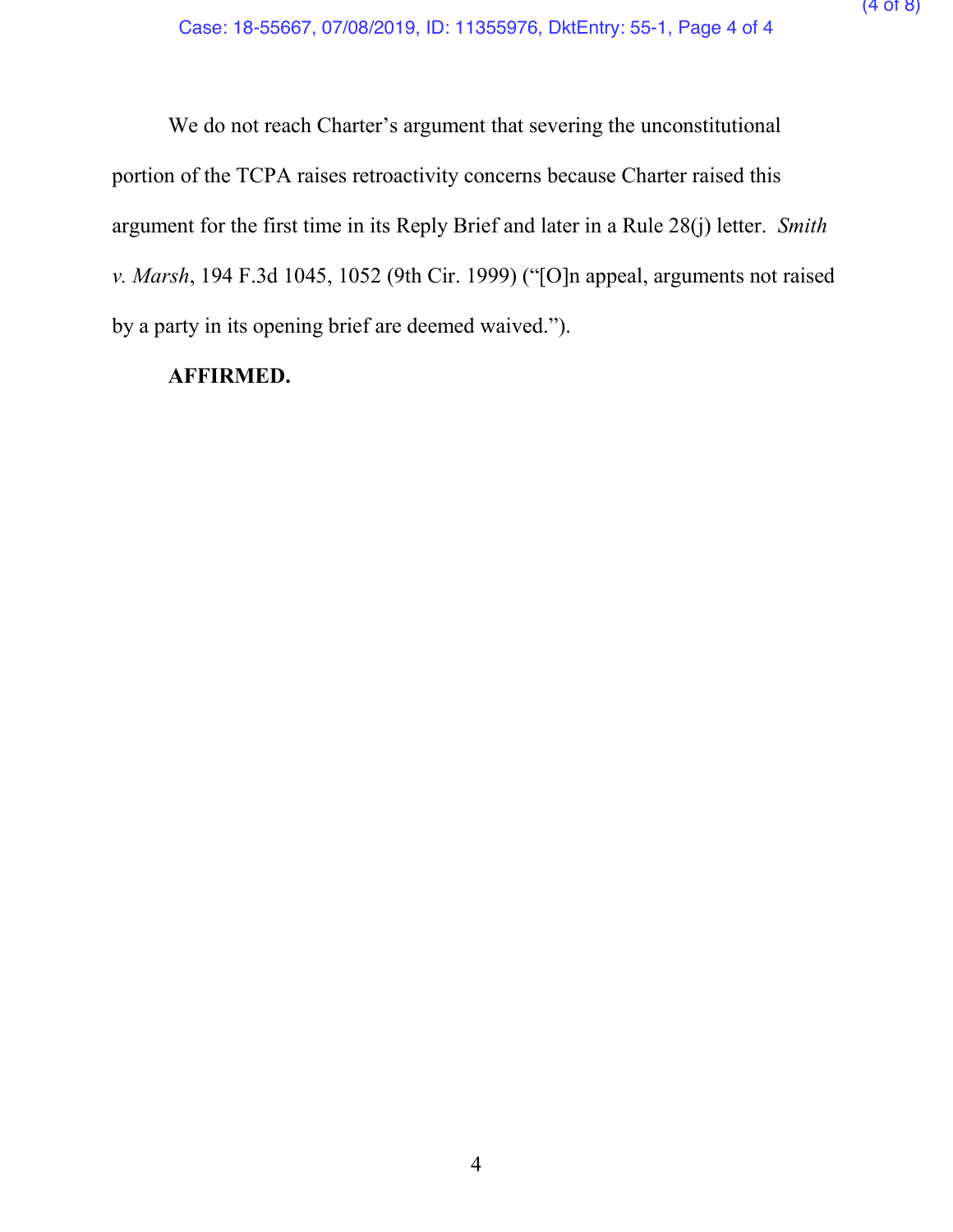We do not reach Charter's argument that severing the unconstitutional portion of the TCPA raises retroactivity concerns because Charter raised this argument for the first time in its Reply Brief and later in a Rule 28(j) letter. *Smith v. Marsh*, 194 F.3d 1045, 1052 (9th Cir. 1999) ("[O]n appeal, arguments not raised by a party in its opening brief are deemed waived.").

**AFFIRMED.**